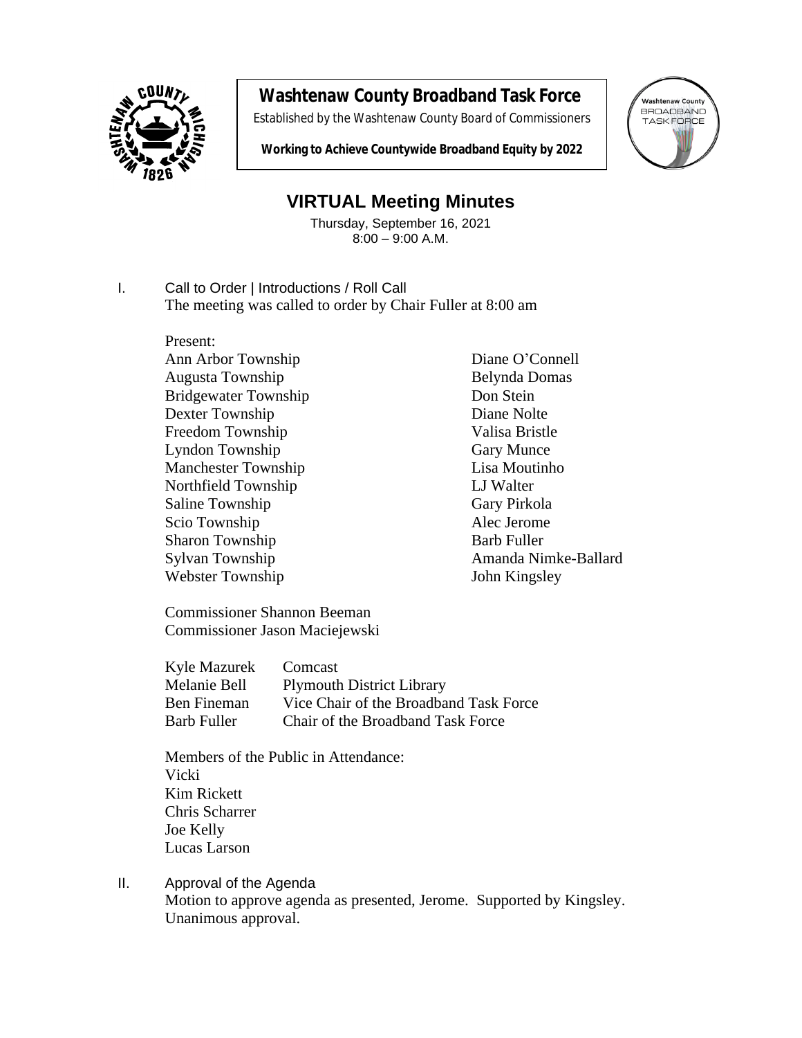# Washtenaw County Broadband Task Force

*Established by the Washtenaw County Board of Commissioners*

***Working to Achieve Countywide Broadband Equity by 2022***

## VIRTUAL Meeting Minutes

Thursday, September 16, 2021
8:00 – 9:00 A.M.

I. Call to Order | Introductions / Roll Call
The meeting was called to order by Chair Fuller at 8:00 am

Present:

| | |
|---|---|
| Ann Arbor Township | Diane O'Connell |
| Augusta Township | Belynda Domas |
| Bridgewater Township | Don Stein |
| Dexter Township | Diane Nolte |
| Freedom Township | Valisa Bristle |
| Lyndon Township | Gary Munce |
| Manchester Township | Lisa Moutinho |
| Northfield Township | LJ Walter |
| Saline Township | Gary Pirkola |
| Scio Township | Alec Jerome |
| Sharon Township | Barb Fuller |
| Sylvan Township | Amanda Nimke-Ballard |
| Webster Township | John Kingsley |

Commissioner Shannon Beeman
Commissioner Jason Maciejewski

| | |
|---|---|
| Kyle Mazurek | Comcast |
| Melanie Bell | Plymouth District Library |
| Ben Fineman | Vice Chair of the Broadband Task Force |
| Barb Fuller | Chair of the Broadband Task Force |

Members of the Public in Attendance:
Vicki
Kim Rickett
Chris Scharrer
Joe Kelly
Lucas Larson

II. Approval of the Agenda
Motion to approve agenda as presented, Jerome. Supported by Kingsley. Unanimous approval.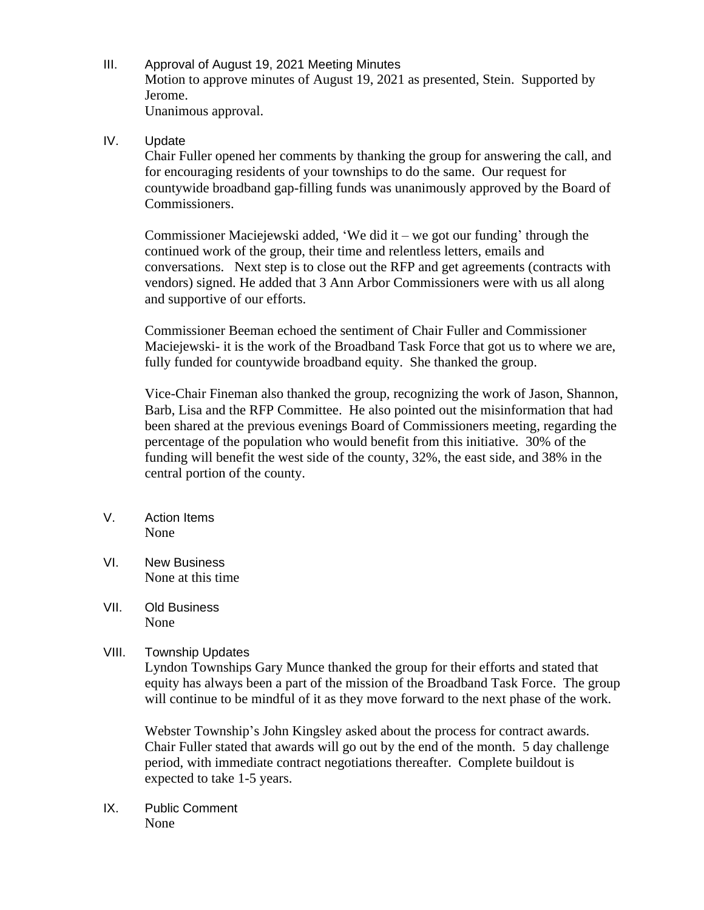III. Approval of August 19, 2021 Meeting Minutes

Motion to approve minutes of August 19, 2021 as presented, Stein. Supported by Jerome.
Unanimous approval.

IV. Update

Chair Fuller opened her comments by thanking the group for answering the call, and for encouraging residents of your townships to do the same. Our request for countywide broadband gap-filling funds was unanimously approved by the Board of Commissioners.

Commissioner Maciejewski added, 'We did it – we got our funding' through the continued work of the group, their time and relentless letters, emails and conversations. Next step is to close out the RFP and get agreements (contracts with vendors) signed. He added that 3 Ann Arbor Commissioners were with us all along and supportive of our efforts.

Commissioner Beeman echoed the sentiment of Chair Fuller and Commissioner Maciejewski- it is the work of the Broadband Task Force that got us to where we are, fully funded for countywide broadband equity. She thanked the group.

Vice-Chair Fineman also thanked the group, recognizing the work of Jason, Shannon, Barb, Lisa and the RFP Committee. He also pointed out the misinformation that had been shared at the previous evenings Board of Commissioners meeting, regarding the percentage of the population who would benefit from this initiative. 30% of the funding will benefit the west side of the county, 32%, the east side, and 38% in the central portion of the county.

V. Action Items

None

VI. New Business

None at this time

VII. Old Business

None

VIII. Township Updates

Lyndon Townships Gary Munce thanked the group for their efforts and stated that equity has always been a part of the mission of the Broadband Task Force. The group will continue to be mindful of it as they move forward to the next phase of the work.

Webster Township's John Kingsley asked about the process for contract awards. Chair Fuller stated that awards will go out by the end of the month. 5 day challenge period, with immediate contract negotiations thereafter. Complete buildout is expected to take 1-5 years.

IX. Public Comment

None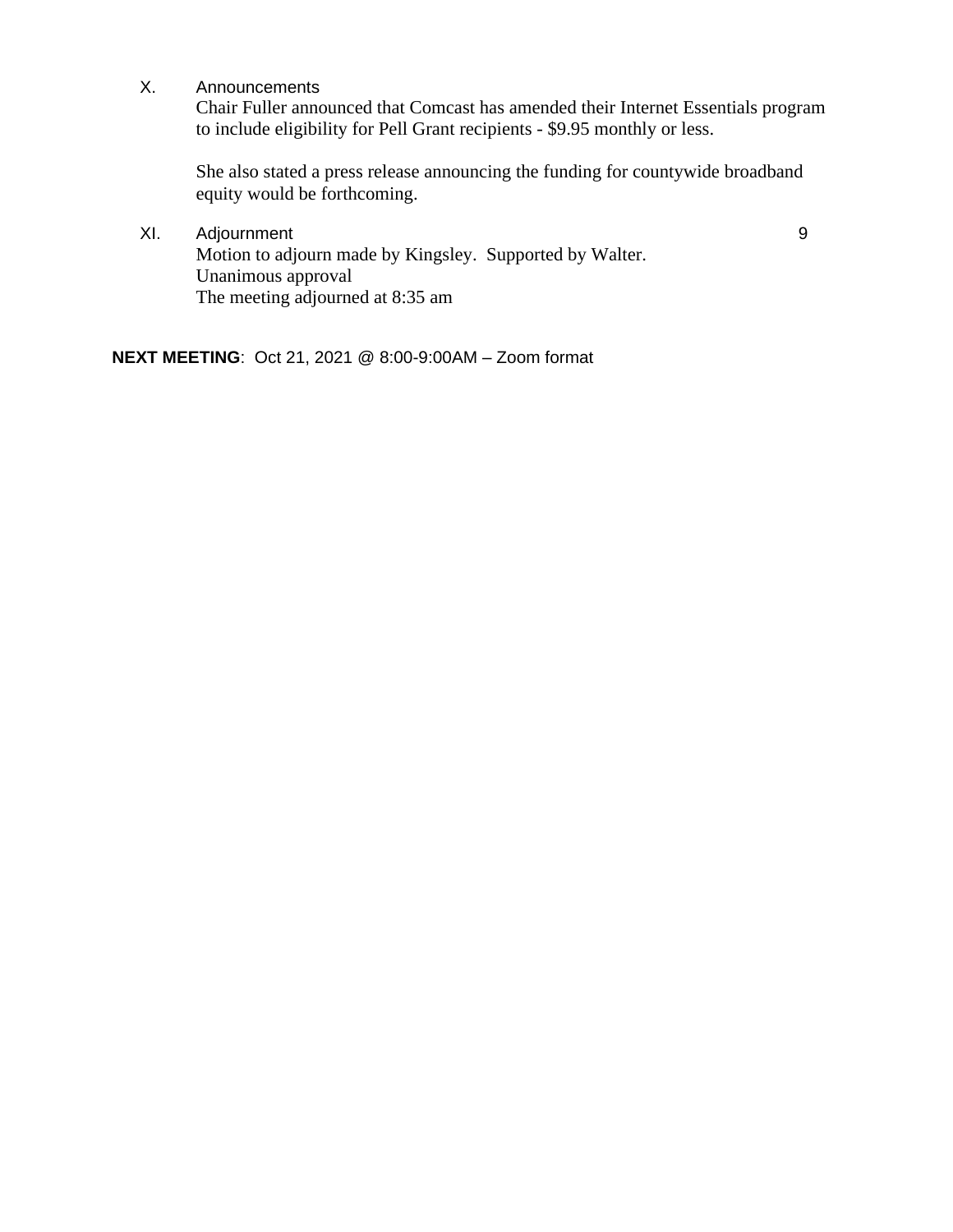X. Announcements

Chair Fuller announced that Comcast has amended their Internet Essentials program to include eligibility for Pell Grant recipients - $9.95 monthly or less.

She also stated a press release announcing the funding for countywide broadband equity would be forthcoming.

XI. Adjournment 9

Motion to adjourn made by Kingsley. Supported by Walter.
Unanimous approval
The meeting adjourned at 8:35 am

**NEXT MEETING**: Oct 21, 2021 @ 8:00-9:00AM – Zoom format